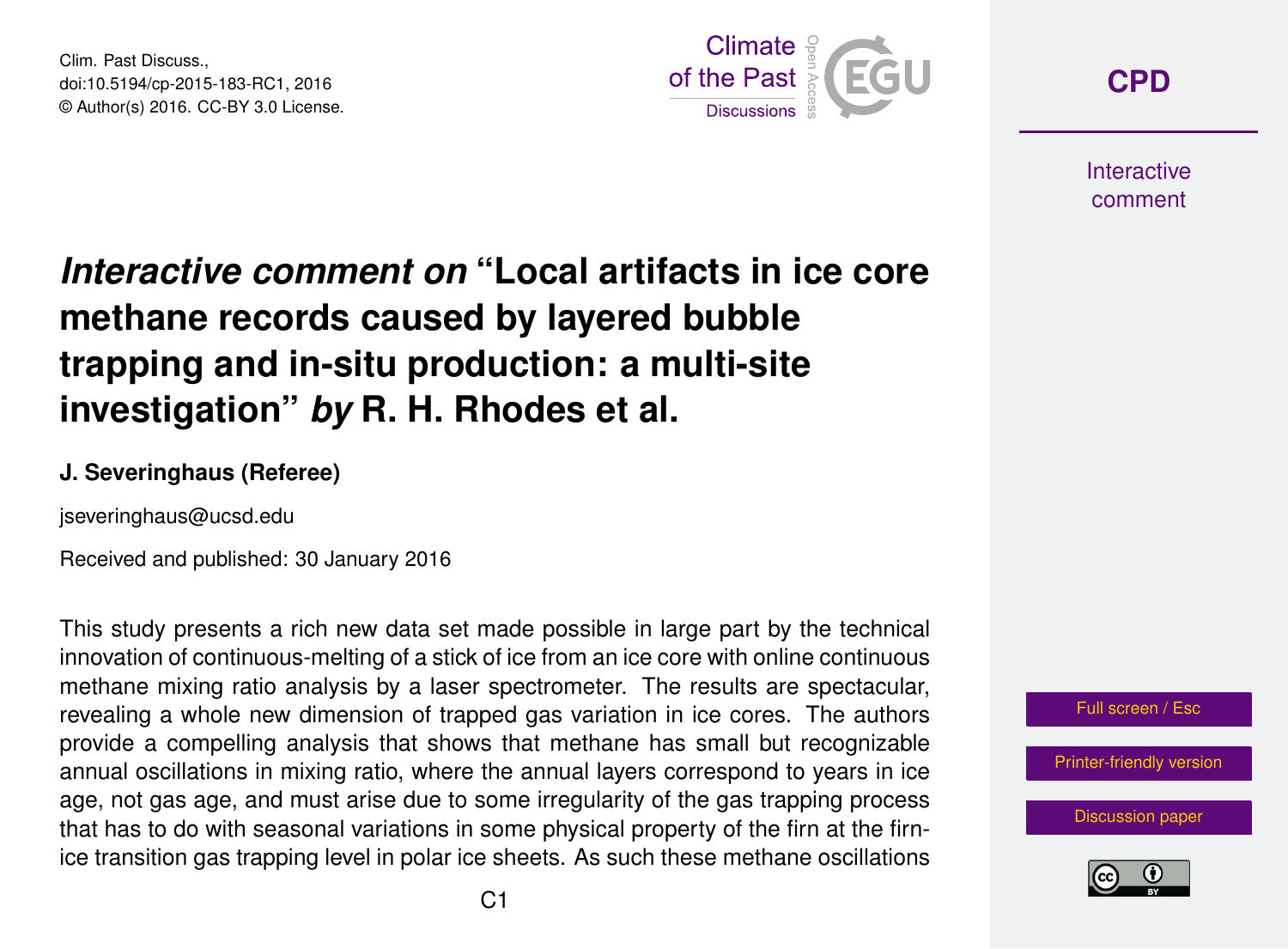# *Interactive comment on* "Local artifacts in ice core methane records caused by layered bubble trapping and in-situ production: a multi-site investigation" *by* R. H. Rhodes et al.

**J. Severinghaus (Referee)**

jseveringhaus@ucsd.edu

Received and published: 30 January 2016

This study presents a rich new data set made possible in large part by the technical innovation of continuous-melting of a stick of ice from an ice core with online continuous methane mixing ratio analysis by a laser spectrometer. The results are spectacular, revealing a whole new dimension of trapped gas variation in ice cores. The authors provide a compelling analysis that shows that methane has small but recognizable annual oscillations in mixing ratio, where the annual layers correspond to years in ice age, not gas age, and must arise due to some irregularity of the gas trapping process that has to do with seasonal variations in some physical property of the firn at the firn-ice transition gas trapping level in polar ice sheets. As such these methane oscillations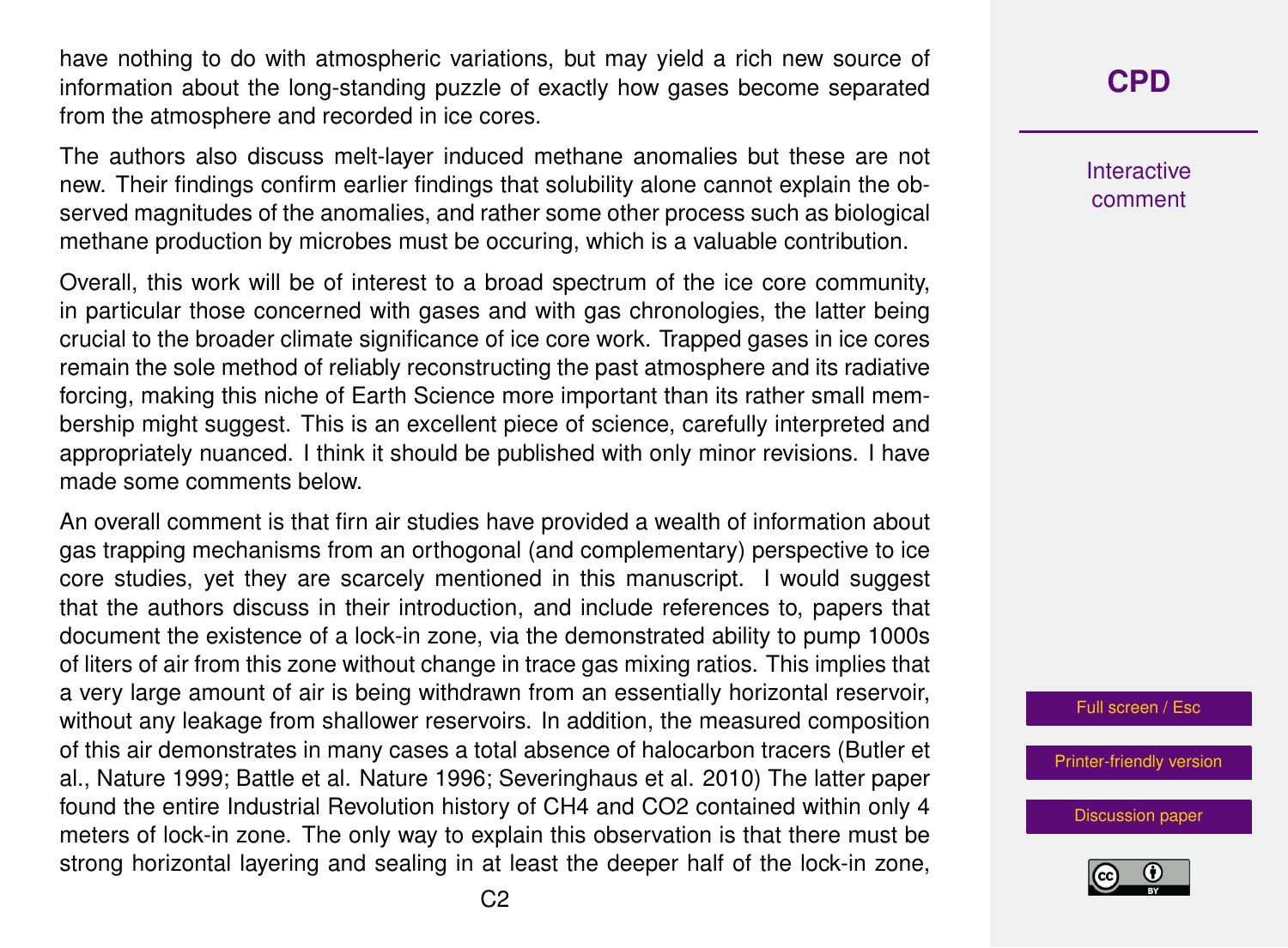have nothing to do with atmospheric variations, but may yield a rich new source of information about the long-standing puzzle of exactly how gases become separated from the atmosphere and recorded in ice cores.

The authors also discuss melt-layer induced methane anomalies but these are not new. Their findings confirm earlier findings that solubility alone cannot explain the observed magnitudes of the anomalies, and rather some other process such as biological methane production by microbes must be occuring, which is a valuable contribution.

Overall, this work will be of interest to a broad spectrum of the ice core community, in particular those concerned with gases and with gas chronologies, the latter being crucial to the broader climate significance of ice core work. Trapped gases in ice cores remain the sole method of reliably reconstructing the past atmosphere and its radiative forcing, making this niche of Earth Science more important than its rather small membership might suggest. This is an excellent piece of science, carefully interpreted and appropriately nuanced. I think it should be published with only minor revisions. I have made some comments below.

An overall comment is that firn air studies have provided a wealth of information about gas trapping mechanisms from an orthogonal (and complementary) perspective to ice core studies, yet they are scarcely mentioned in this manuscript. I would suggest that the authors discuss in their introduction, and include references to, papers that document the existence of a lock-in zone, via the demonstrated ability to pump 1000s of liters of air from this zone without change in trace gas mixing ratios. This implies that a very large amount of air is being withdrawn from an essentially horizontal reservoir, without any leakage from shallower reservoirs. In addition, the measured composition of this air demonstrates in many cases a total absence of halocarbon tracers (Butler et al., Nature 1999; Battle et al. Nature 1996; Severinghaus et al. 2010) The latter paper found the entire Industrial Revolution history of $CH_4$ and $CO_2$ contained within only 4 meters of lock-in zone. The only way to explain this observation is that there must be strong horizontal layering and sealing in at least the deeper half of the lock-in zone,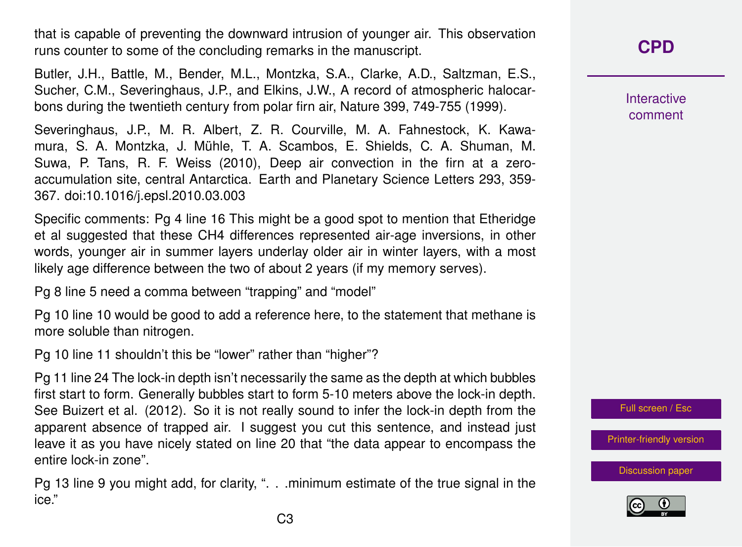that is capable of preventing the downward intrusion of younger air. This observation runs counter to some of the concluding remarks in the manuscript.

Butler, J.H., Battle, M., Bender, M.L., Montzka, S.A., Clarke, A.D., Saltzman, E.S., Sucher, C.M., Severinghaus, J.P., and Elkins, J.W., A record of atmospheric halocarbons during the twentieth century from polar firn air, Nature 399, 749-755 (1999).

Severinghaus, J.P., M. R. Albert, Z. R. Courville, M. A. Fahnestock, K. Kawamura, S. A. Montzka, J. Mühle, T. A. Scambos, E. Shields, C. A. Shuman, M. Suwa, P. Tans, R. F. Weiss (2010), Deep air convection in the firn at a zero-accumulation site, central Antarctica. Earth and Planetary Science Letters 293, 359-367. doi:10.1016/j.epsl.2010.03.003

Specific comments: Pg 4 line 16 This might be a good spot to mention that Etheridge et al suggested that these $CH_4$ differences represented air-age inversions, in other words, younger air in summer layers underlay older air in winter layers, with a most likely age difference between the two of about 2 years (if my memory serves).

Pg 8 line 5 need a comma between "trapping" and "model"

Pg 10 line 10 would be good to add a reference here, to the statement that methane is more soluble than nitrogen.

Pg 10 line 11 shouldn't this be "lower" rather than "higher"?

Pg 11 line 24 The lock-in depth isn't necessarily the same as the depth at which bubbles first start to form. Generally bubbles start to form 5-10 meters above the lock-in depth. See Buizert et al. (2012). So it is not really sound to infer the lock-in depth from the apparent absence of trapped air. I suggest you cut this sentence, and instead just leave it as you have nicely stated on line 20 that "the data appear to encompass the entire lock-in zone".

Pg 13 line 9 you might add, for clarity, ". . .minimum estimate of the true signal in the ice."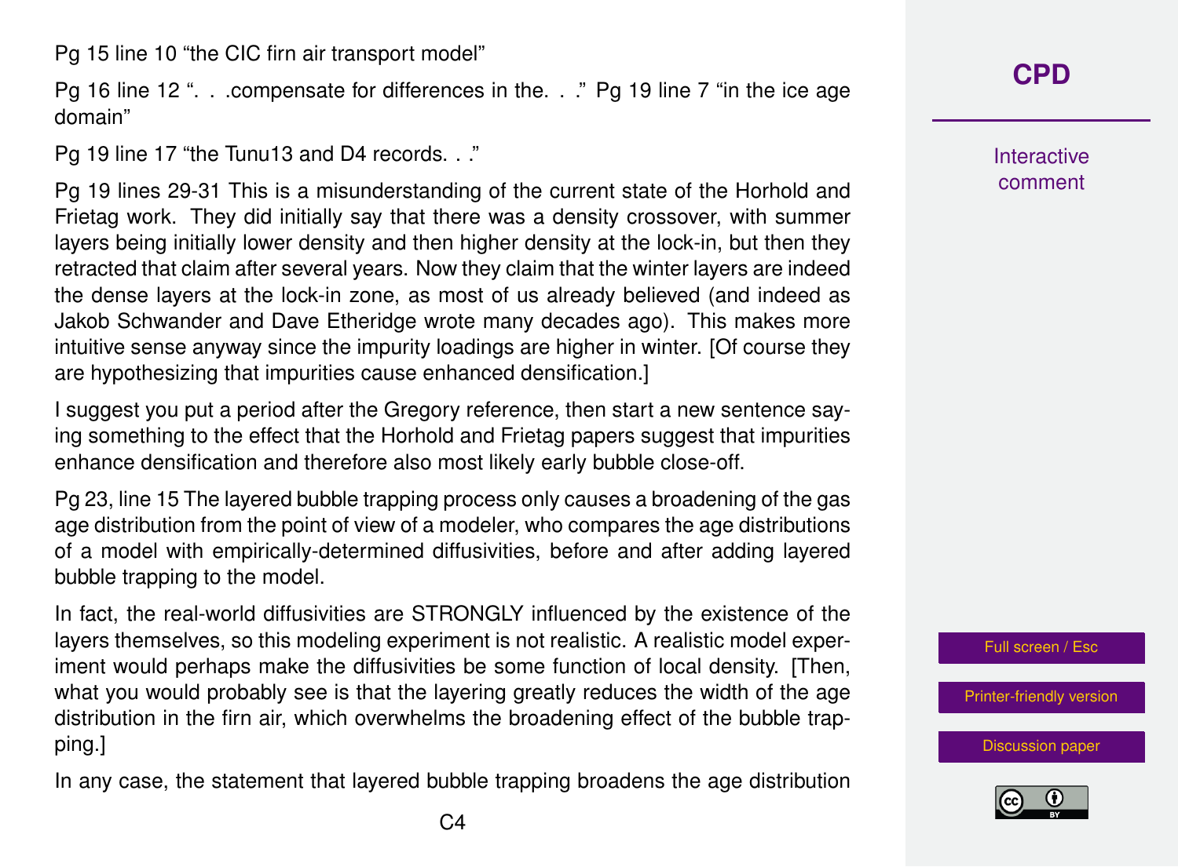Pg 15 line 10 “the CIC firn air transport model”

Pg 16 line 12 “. . .compensate for differences in the. . .” Pg 19 line 7 “in the ice age domain”

Pg 19 line 17 “the Tunu13 and D4 records. . .”

Pg 19 lines 29-31 This is a misunderstanding of the current state of the Horhold and Frietag work. They did initially say that there was a density crossover, with summer layers being initially lower density and then higher density at the lock-in, but then they retracted that claim after several years. Now they claim that the winter layers are indeed the dense layers at the lock-in zone, as most of us already believed (and indeed as Jakob Schwander and Dave Etheridge wrote many decades ago). This makes more intuitive sense anyway since the impurity loadings are higher in winter. [Of course they are hypothesizing that impurities cause enhanced densification.]

I suggest you put a period after the Gregory reference, then start a new sentence saying something to the effect that the Horhold and Frietag papers suggest that impurities enhance densification and therefore also most likely early bubble close-off.

Pg 23, line 15 The layered bubble trapping process only causes a broadening of the gas age distribution from the point of view of a modeler, who compares the age distributions of a model with empirically-determined diffusivities, before and after adding layered bubble trapping to the model.

In fact, the real-world diffusivities are STRONGLY influenced by the existence of the layers themselves, so this modeling experiment is not realistic. A realistic model experiment would perhaps make the diffusivities be some function of local density. [Then, what you would probably see is that the layering greatly reduces the width of the age distribution in the firn air, which overwhelms the broadening effect of the bubble trapping.]

In any case, the statement that layered bubble trapping broadens the age distribution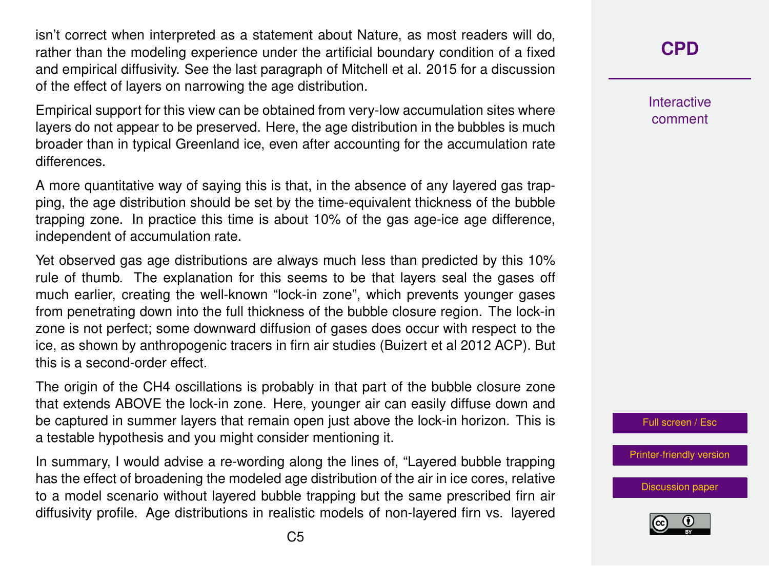isn't correct when interpreted as a statement about Nature, as most readers will do, rather than the modeling experience under the artificial boundary condition of a fixed and empirical diffusivity. See the last paragraph of Mitchell et al. 2015 for a discussion of the effect of layers on narrowing the age distribution.

Empirical support for this view can be obtained from very-low accumulation sites where layers do not appear to be preserved. Here, the age distribution in the bubbles is much broader than in typical Greenland ice, even after accounting for the accumulation rate differences.

A more quantitative way of saying this is that, in the absence of any layered gas trapping, the age distribution should be set by the time-equivalent thickness of the bubble trapping zone. In practice this time is about 10% of the gas age-ice age difference, independent of accumulation rate.

Yet observed gas age distributions are always much less than predicted by this 10% rule of thumb. The explanation for this seems to be that layers seal the gases off much earlier, creating the well-known "lock-in zone", which prevents younger gases from penetrating down into the full thickness of the bubble closure region. The lock-in zone is not perfect; some downward diffusion of gases does occur with respect to the ice, as shown by anthropogenic tracers in firn air studies (Buizert et al 2012 ACP). But this is a second-order effect.

The origin of the $CH_4$ oscillations is probably in that part of the bubble closure zone that extends ABOVE the lock-in zone. Here, younger air can easily diffuse down and be captured in summer layers that remain open just above the lock-in horizon. This is a testable hypothesis and you might consider mentioning it.

In summary, I would advise a re-wording along the lines of, "Layered bubble trapping has the effect of broadening the modeled age distribution of the air in ice cores, relative to a model scenario without layered bubble trapping but the same prescribed firn air diffusivity profile. Age distributions in realistic models of non-layered firn vs. layered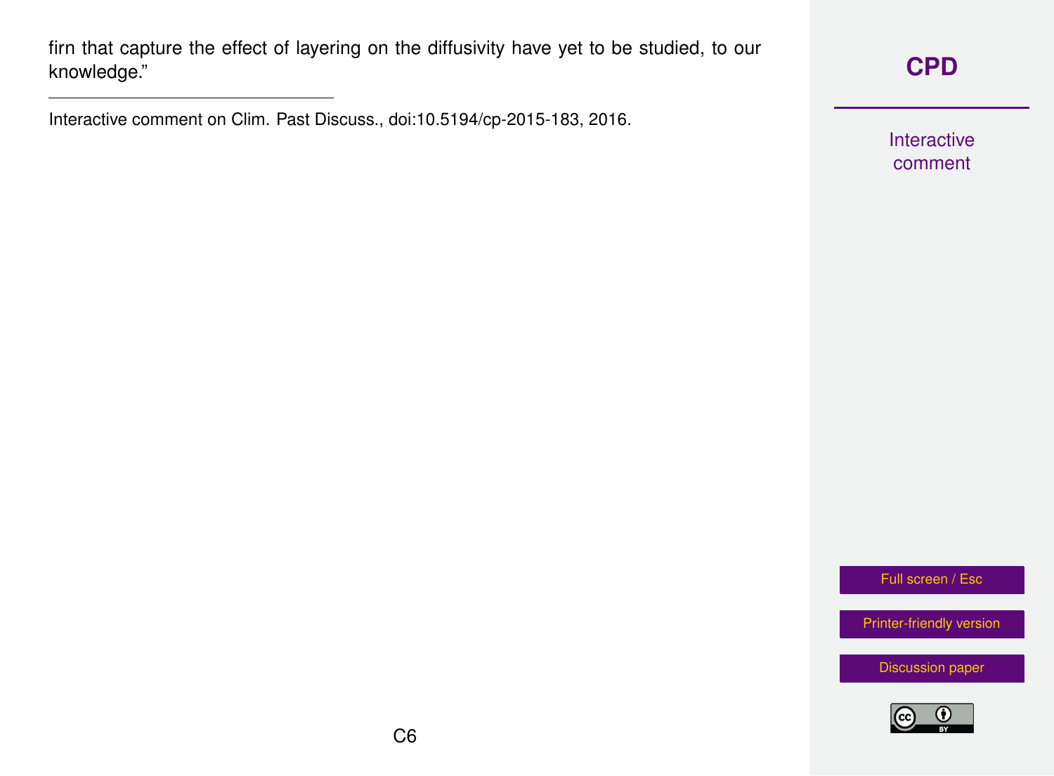firn that capture the effect of layering on the diffusivity have yet to be studied, to our knowledge."

---

Interactive comment on Clim. Past Discuss., doi:10.5194/cp-2015-183, 2016.